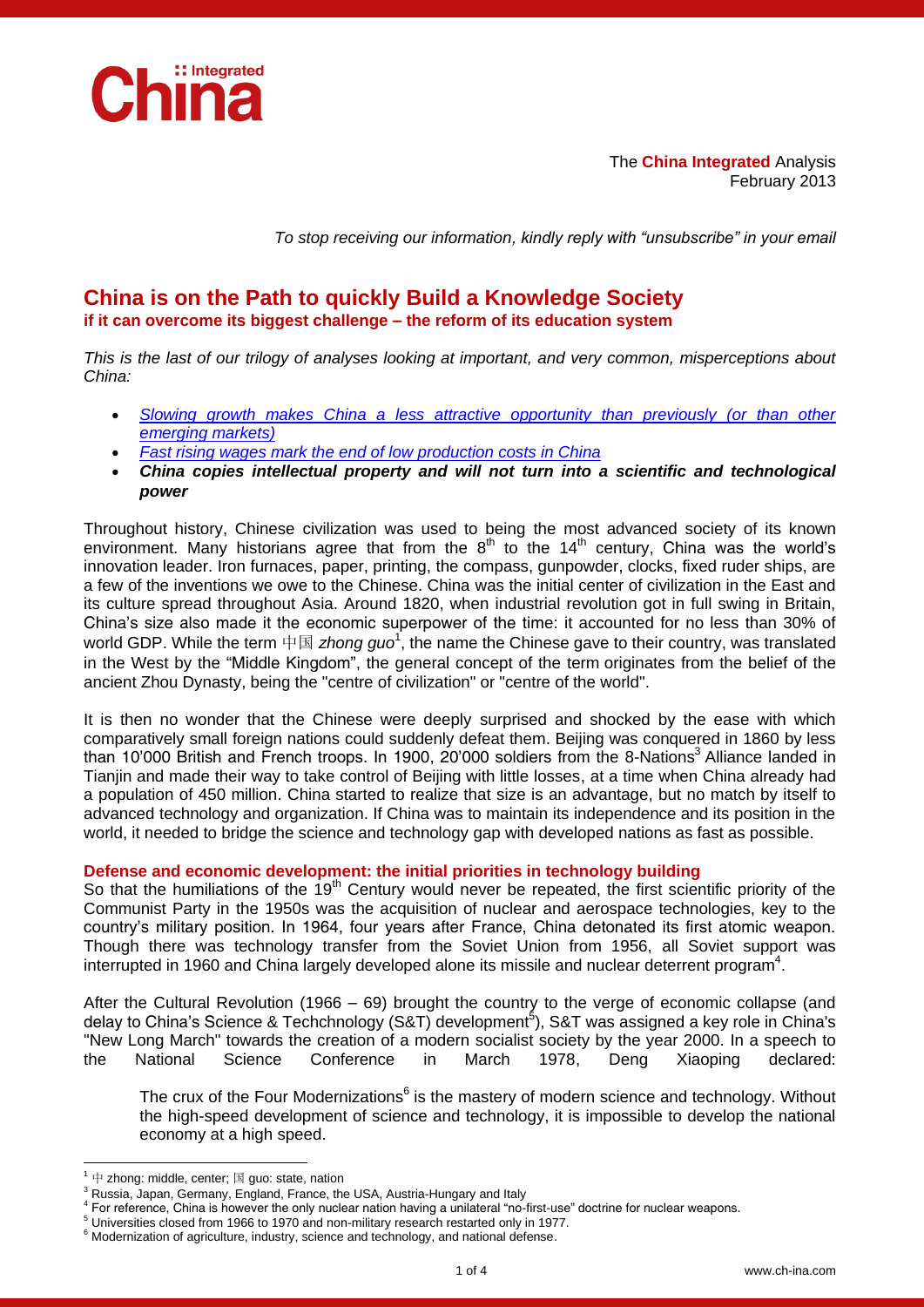The **China Integrated** Analysis
February 2013

*To stop receiving our information, kindly reply with "unsubscribe" in your email*

# China is on the Path to quickly Build a Knowledge Society

**if it can overcome its biggest challenge – the reform of its education system**

*This is the last of our trilogy of analyses looking at important, and very common, misperceptions about China:*

- *Slowing growth makes China a less attractive opportunity than previously (or than other emerging markets)*
- *Fast rising wages mark the end of low production costs in China*
- ***China copies intellectual property and will not turn into a scientific and technological power***

Throughout history, Chinese civilization was used to being the most advanced society of its known environment. Many historians agree that from the 8th to the 14th century, China was the world's innovation leader. Iron furnaces, paper, printing, the compass, gunpowder, clocks, fixed ruder ships, are a few of the inventions we owe to the Chinese. China was the initial center of civilization in the East and its culture spread throughout Asia. Around 1820, when industrial revolution got in full swing in Britain, China's size also made it the economic superpower of the time: it accounted for no less than 30% of world GDP. While the term 中国 *zhong guo*[1], the name the Chinese gave to their country, was translated in the West by the "Middle Kingdom", the general concept of the term originates from the belief of the ancient Zhou Dynasty, being the "centre of civilization" or "centre of the world".

It is then no wonder that the Chinese were deeply surprised and shocked by the ease with which comparatively small foreign nations could suddenly defeat them. Beijing was conquered in 1860 by less than 10'000 British and French troops. In 1900, 20'000 soldiers from the 8-Nations[3] Alliance landed in Tianjin and made their way to take control of Beijing with little losses, at a time when China already had a population of 450 million. China started to realize that size is an advantage, but no match by itself to advanced technology and organization. If China was to maintain its independence and its position in the world, it needed to bridge the science and technology gap with developed nations as fast as possible.

## Defense and economic development: the initial priorities in technology building

So that the humiliations of the 19th Century would never be repeated, the first scientific priority of the Communist Party in the 1950s was the acquisition of nuclear and aerospace technologies, key to the country's military position. In 1964, four years after France, China detonated its first atomic weapon. Though there was technology transfer from the Soviet Union from 1956, all Soviet support was interrupted in 1960 and China largely developed alone its missile and nuclear deterrent program[4].

After the Cultural Revolution (1966 – 69) brought the country to the verge of economic collapse (and delay to China's Science & Techchnology (S&T) development[5]), S&T was assigned a key role in China's "New Long March" towards the creation of a modern socialist society by the year 2000. In a speech to the National Science Conference in March 1978, Deng Xiaoping declared:

> The crux of the Four Modernizations[6] is the mastery of modern science and technology. Without the high-speed development of science and technology, it is impossible to develop the national economy at a high speed.

---

[1] 中 zhong: middle, center; 国 guo: state, nation

[3] Russia, Japan, Germany, England, France, the USA, Austria-Hungary and Italy

[4] For reference, China is however the only nuclear nation having a unilateral "no-first-use" doctrine for nuclear weapons.

[5] Universities closed from 1966 to 1970 and non-military research restarted only in 1977.

[6] Modernization of agriculture, industry, science and technology, and national defense.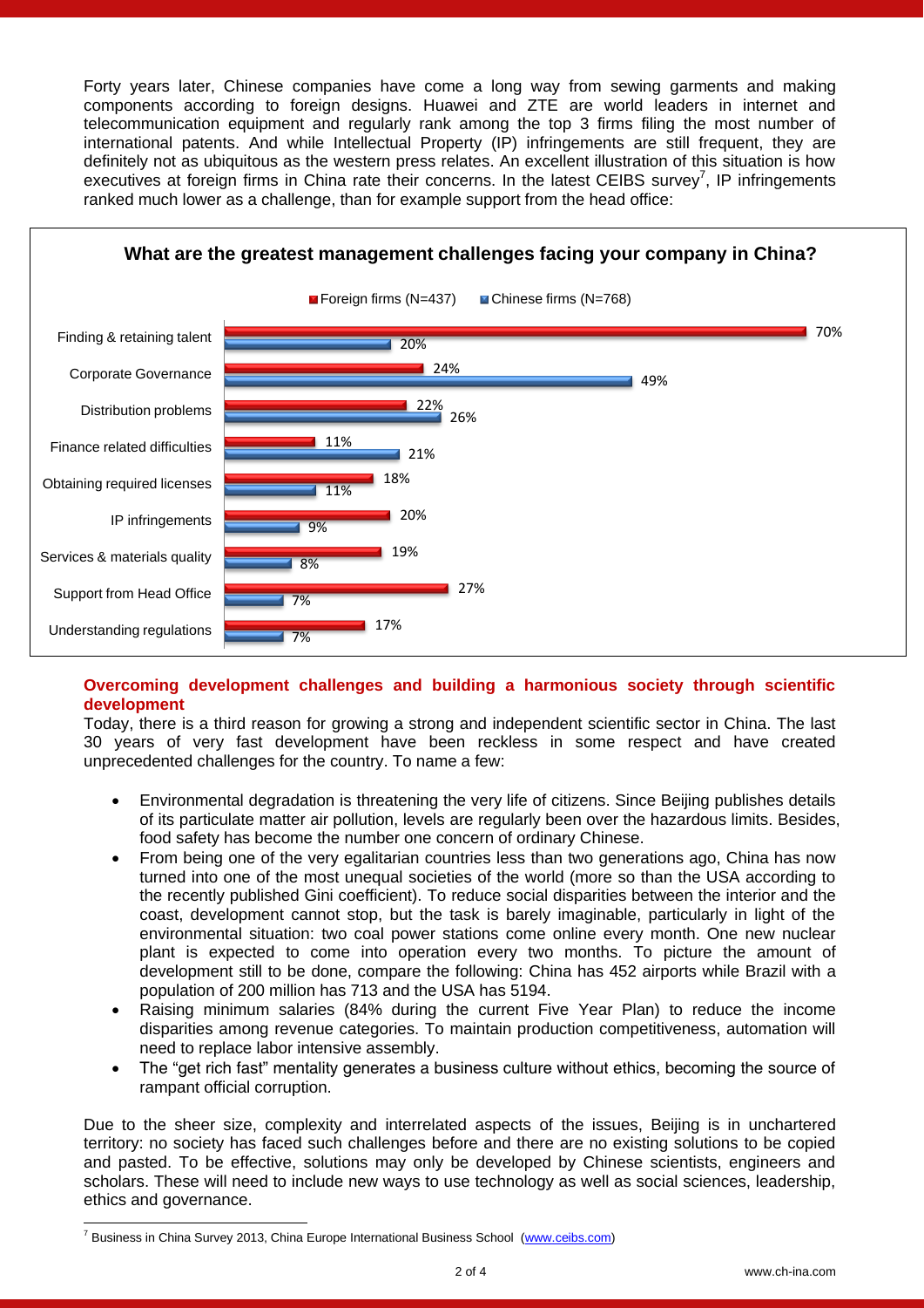Forty years later, Chinese companies have come a long way from sewing garments and making components according to foreign designs. Huawei and ZTE are world leaders in internet and telecommunication equipment and regularly rank among the top 3 firms filing the most number of international patents. And while Intellectual Property (IP) infringements are still frequent, they are definitely not as ubiquitous as the western press relates. An excellent illustration of this situation is how executives at foreign firms in China rate their concerns. In the latest CEIBS survey[7], IP infringements ranked much lower as a challenge, than for example support from the head office:

**What are the greatest management challenges facing your company in China?**

| Challenge | Foreign firms (N=437) | Chinese firms (N=768) |
|---|---|---|
| Finding & retaining talent | 70% | 20% |
| Corporate Governance | 24% | 49% |
| Distribution problems | 22% | 26% |
| Finance related difficulties | 11% | 21% |
| Obtaining required licenses | 18% | 11% |
| IP infringements | 20% | 9% |
| Services & materials quality | 19% | 8% |
| Support from Head Office | 27% | 7% |
| Understanding regulations | 17% | 7% |

## Overcoming development challenges and building a harmonious society through scientific development

Today, there is a third reason for growing a strong and independent scientific sector in China. The last 30 years of very fast development have been reckless in some respect and have created unprecedented challenges for the country. To name a few:

- Environmental degradation is threatening the very life of citizens. Since Beijing publishes details of its particulate matter air pollution, levels are regularly been over the hazardous limits. Besides, food safety has become the number one concern of ordinary Chinese.
- From being one of the very egalitarian countries less than two generations ago, China has now turned into one of the most unequal societies of the world (more so than the USA according to the recently published Gini coefficient). To reduce social disparities between the interior and the coast, development cannot stop, but the task is barely imaginable, particularly in light of the environmental situation: two coal power stations come online every month. One new nuclear plant is expected to come into operation every two months. To picture the amount of development still to be done, compare the following: China has 452 airports while Brazil with a population of 200 million has 713 and the USA has 5194.
- Raising minimum salaries (84% during the current Five Year Plan) to reduce the income disparities among revenue categories. To maintain production competitiveness, automation will need to replace labor intensive assembly.
- The "get rich fast" mentality generates a business culture without ethics, becoming the source of rampant official corruption.

Due to the sheer size, complexity and interrelated aspects of the issues, Beijing is in unchartered territory: no society has faced such challenges before and there are no existing solutions to be copied and pasted. To be effective, solutions may only be developed by Chinese scientists, engineers and scholars. These will need to include new ways to use technology as well as social sciences, leadership, ethics and governance.

---

[7] Business in China Survey 2013, China Europe International Business School (www.ceibs.com)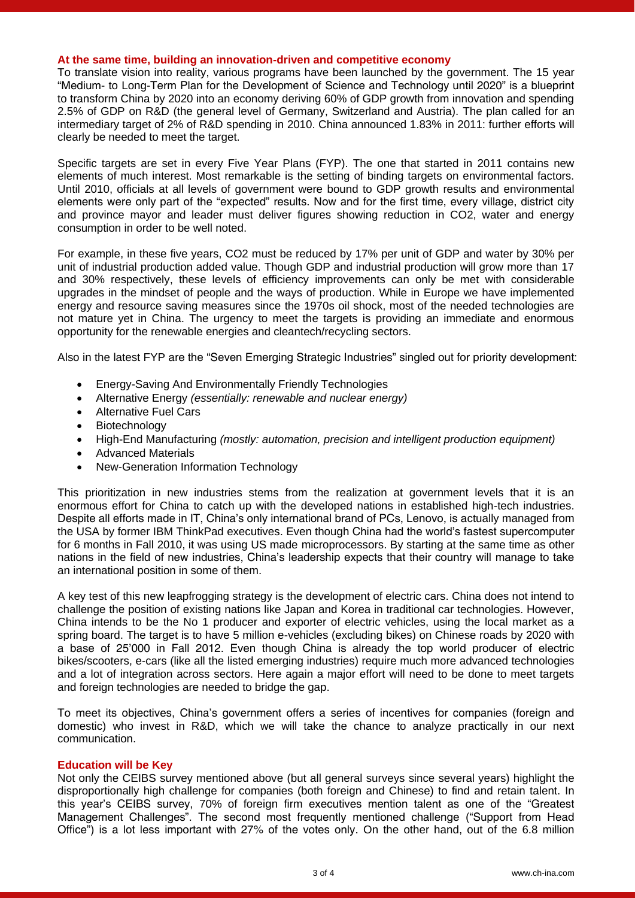## At the same time, building an innovation-driven and competitive economy

To translate vision into reality, various programs have been launched by the government. The 15 year "Medium- to Long-Term Plan for the Development of Science and Technology until 2020" is a blueprint to transform China by 2020 into an economy deriving 60% of GDP growth from innovation and spending 2.5% of GDP on R&D (the general level of Germany, Switzerland and Austria). The plan called for an intermediary target of 2% of R&D spending in 2010. China announced 1.83% in 2011: further efforts will clearly be needed to meet the target.

Specific targets are set in every Five Year Plans (FYP). The one that started in 2011 contains new elements of much interest. Most remarkable is the setting of binding targets on environmental factors. Until 2010, officials at all levels of government were bound to GDP growth results and environmental elements were only part of the "expected" results. Now and for the first time, every village, district city and province mayor and leader must deliver figures showing reduction in $CO_2$, water and energy consumption in order to be well noted.

For example, in these five years, $CO_2$ must be reduced by 17% per unit of GDP and water by 30% per unit of industrial production added value. Though GDP and industrial production will grow more than 17 and 30% respectively, these levels of efficiency improvements can only be met with considerable upgrades in the mindset of people and the ways of production. While in Europe we have implemented energy and resource saving measures since the 1970s oil shock, most of the needed technologies are not mature yet in China. The urgency to meet the targets is providing an immediate and enormous opportunity for the renewable energies and cleantech/recycling sectors.

Also in the latest FYP are the "Seven Emerging Strategic Industries" singled out for priority development:

- Energy-Saving And Environmentally Friendly Technologies
- Alternative Energy *(essentially: renewable and nuclear energy)*
- Alternative Fuel Cars
- Biotechnology
- High-End Manufacturing *(mostly: automation, precision and intelligent production equipment)*
- Advanced Materials
- New-Generation Information Technology

This prioritization in new industries stems from the realization at government levels that it is an enormous effort for China to catch up with the developed nations in established high-tech industries. Despite all efforts made in IT, China's only international brand of PCs, Lenovo, is actually managed from the USA by former IBM ThinkPad executives. Even though China had the world's fastest supercomputer for 6 months in Fall 2010, it was using US made microprocessors. By starting at the same time as other nations in the field of new industries, China's leadership expects that their country will manage to take an international position in some of them.

A key test of this new leapfrogging strategy is the development of electric cars. China does not intend to challenge the position of existing nations like Japan and Korea in traditional car technologies. However, China intends to be the No 1 producer and exporter of electric vehicles, using the local market as a spring board. The target is to have 5 million e-vehicles (excluding bikes) on Chinese roads by 2020 with a base of 25'000 in Fall 2012. Even though China is already the top world producer of electric bikes/scooters, e-cars (like all the listed emerging industries) require much more advanced technologies and a lot of integration across sectors. Here again a major effort will need to be done to meet targets and foreign technologies are needed to bridge the gap.

To meet its objectives, China's government offers a series of incentives for companies (foreign and domestic) who invest in R&D, which we will take the chance to analyze practically in our next communication.

## Education will be Key

Not only the CEIBS survey mentioned above (but all general surveys since several years) highlight the disproportionally high challenge for companies (both foreign and Chinese) to find and retain talent. In this year's CEIBS survey, 70% of foreign firm executives mention talent as one of the "Greatest Management Challenges". The second most frequently mentioned challenge ("Support from Head Office") is a lot less important with 27% of the votes only. On the other hand, out of the 6.8 million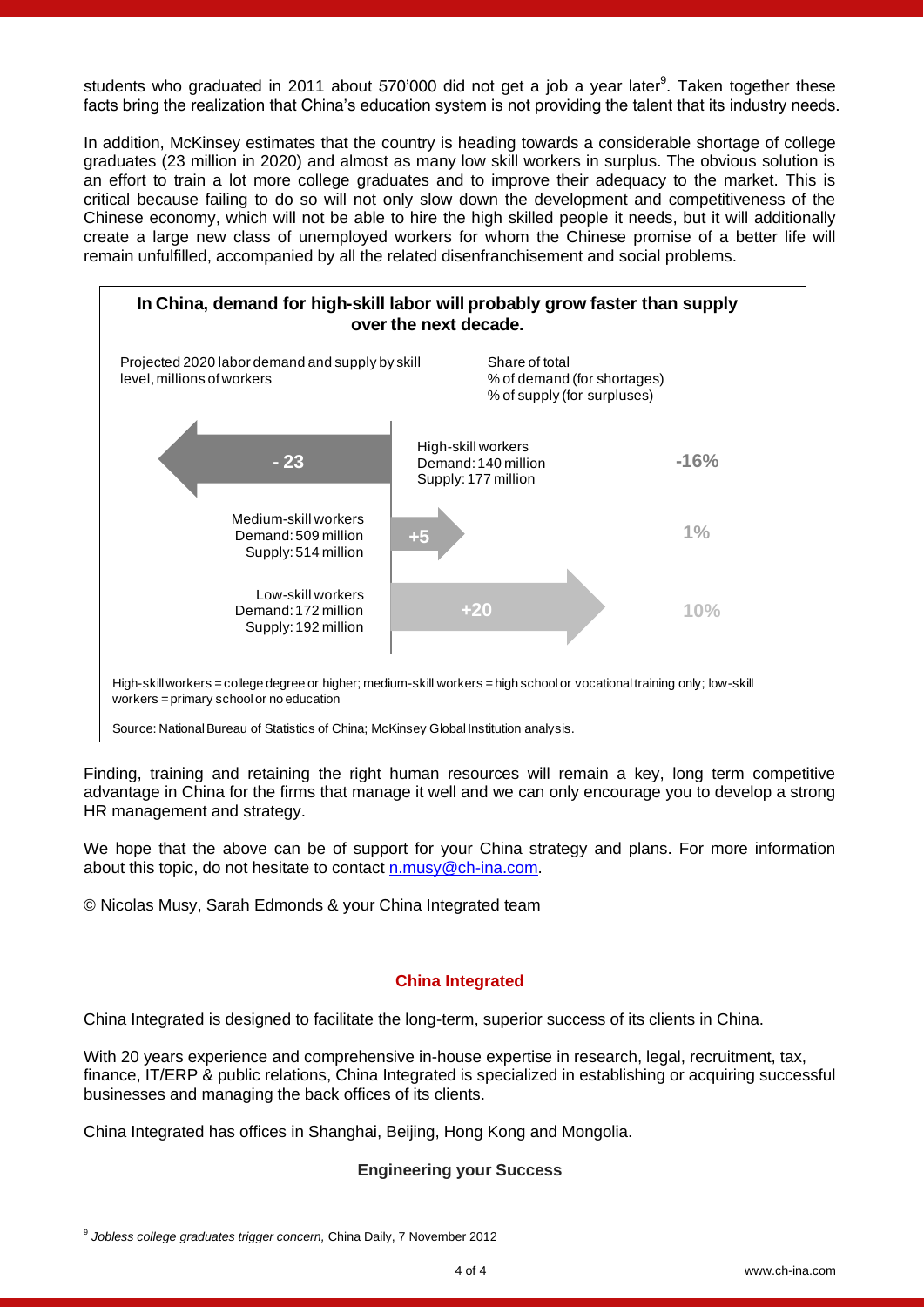students who graduated in 2011 about 570'000 did not get a job a year later[9]. Taken together these facts bring the realization that China's education system is not providing the talent that its industry needs.

In addition, McKinsey estimates that the country is heading towards a considerable shortage of college graduates (23 million in 2020) and almost as many low skill workers in surplus. The obvious solution is an effort to train a lot more college graduates and to improve their adequacy to the market. This is critical because failing to do so will not only slow down the development and competitiveness of the Chinese economy, which will not be able to hire the high skilled people it needs, but it will additionally create a large new class of unemployed workers for whom the Chinese promise of a better life will remain unfulfilled, accompanied by all the related disenfranchisement and social problems.

**In China, demand for high-skill labor will probably grow faster than supply over the next decade.**

Projected 2020 labor demand and supply by skill level, millions of workers

Share of total
% of demand (for shortages)
% of supply (for surpluses)

- 23
High-skill workers
Demand: 140 million
Supply: 177 million
-16%

Medium-skill workers
Demand: 509 million
Supply: 514 million
+5
1%

Low-skill workers
Demand: 172 million
Supply: 192 million
+20
10%

High-skill workers = college degree or higher; medium-skill workers = high school or vocational training only; low-skill workers = primary school or no education

Source: National Bureau of Statistics of China; McKinsey Global Institution analysis.

Finding, training and retaining the right human resources will remain a key, long term competitive advantage in China for the firms that manage it well and we can only encourage you to develop a strong HR management and strategy.

We hope that the above can be of support for your China strategy and plans. For more information about this topic, do not hesitate to contact n.musy@ch-ina.com.

© Nicolas Musy, Sarah Edmonds & your China Integrated team

## China Integrated

China Integrated is designed to facilitate the long-term, superior success of its clients in China.

With 20 years experience and comprehensive in-house expertise in research, legal, recruitment, tax, finance, IT/ERP & public relations, China Integrated is specialized in establishing or acquiring successful businesses and managing the back offices of its clients.

China Integrated has offices in Shanghai, Beijing, Hong Kong and Mongolia.

**Engineering your Success**

[9] *Jobless college graduates trigger concern,* China Daily, 7 November 2012